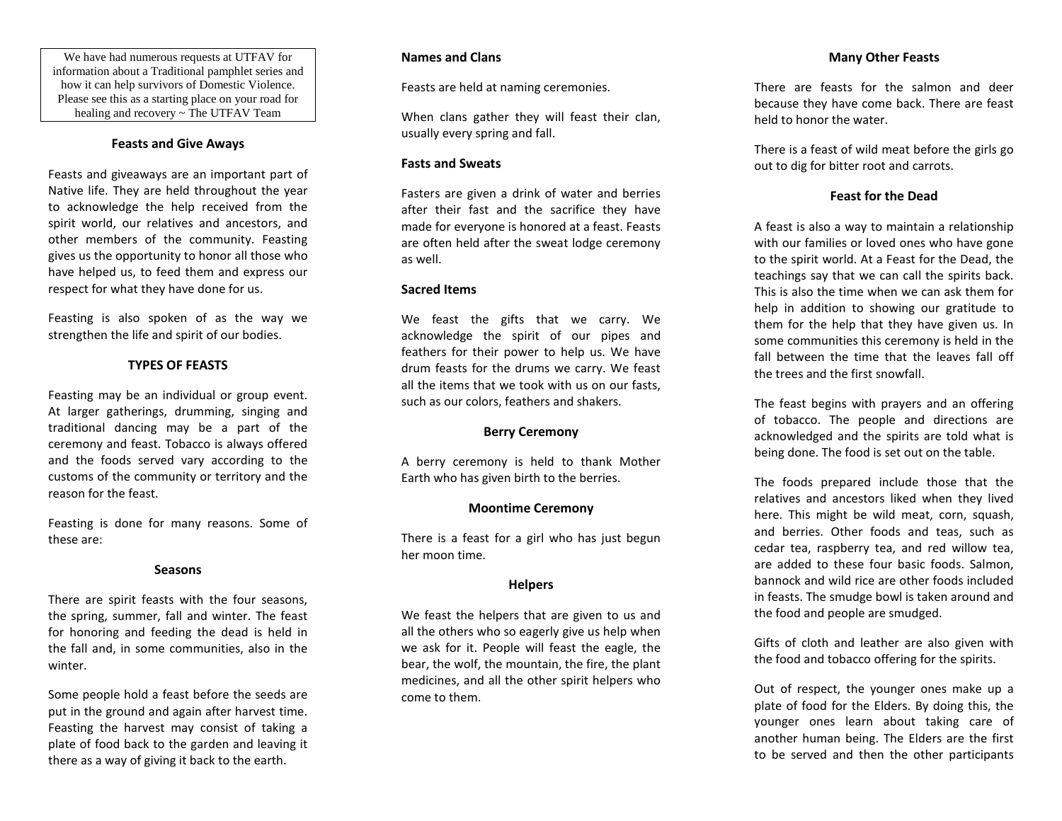We have had numerous requests at UTFAV for information about a Traditional pamphlet series and how it can help survivors of Domestic Violence. Please see this as a starting place on your road for healing and recovery ~ The UTFAV Team

## Feasts and Give Aways

Feasts and giveaways are an important part of Native life. They are held throughout the year to acknowledge the help received from the spirit world, our relatives and ancestors, and other members of the community. Feasting gives us the opportunity to honor all those who have helped us, to feed them and express our respect for what they have done for us.

Feasting is also spoken of as the way we strengthen the life and spirit of our bodies.

## TYPES OF FEASTS

Feasting may be an individual or group event. At larger gatherings, drumming, singing and traditional dancing may be a part of the ceremony and feast. Tobacco is always offered and the foods served vary according to the customs of the community or territory and the reason for the feast.

Feasting is done for many reasons. Some of these are:

### Seasons

There are spirit feasts with the four seasons, the spring, summer, fall and winter. The feast for honoring and feeding the dead is held in the fall and, in some communities, also in the winter.

Some people hold a feast before the seeds are put in the ground and again after harvest time. Feasting the harvest may consist of taking a plate of food back to the garden and leaving it there as a way of giving it back to the earth.

### Names and Clans

Feasts are held at naming ceremonies.

When clans gather they will feast their clan, usually every spring and fall.

### Fasts and Sweats

Fasters are given a drink of water and berries after their fast and the sacrifice they have made for everyone is honored at a feast. Feasts are often held after the sweat lodge ceremony as well.

### Sacred Items

We feast the gifts that we carry. We acknowledge the spirit of our pipes and feathers for their power to help us. We have drum feasts for the drums we carry. We feast all the items that we took with us on our fasts, such as our colors, feathers and shakers.

### Berry Ceremony

A berry ceremony is held to thank Mother Earth who has given birth to the berries.

### Moontime Ceremony

There is a feast for a girl who has just begun her moon time.

### Helpers

We feast the helpers that are given to us and all the others who so eagerly give us help when we ask for it. People will feast the eagle, the bear, the wolf, the mountain, the fire, the plant medicines, and all the other spirit helpers who come to them.

### Many Other Feasts

There are feasts for the salmon and deer because they have come back. There are feast held to honor the water.

There is a feast of wild meat before the girls go out to dig for bitter root and carrots.

### Feast for the Dead

A feast is also a way to maintain a relationship with our families or loved ones who have gone to the spirit world. At a Feast for the Dead, the teachings say that we can call the spirits back. This is also the time when we can ask them for help in addition to showing our gratitude to them for the help that they have given us. In some communities this ceremony is held in the fall between the time that the leaves fall off the trees and the first snowfall.

The feast begins with prayers and an offering of tobacco. The people and directions are acknowledged and the spirits are told what is being done. The food is set out on the table.

The foods prepared include those that the relatives and ancestors liked when they lived here. This might be wild meat, corn, squash, and berries. Other foods and teas, such as cedar tea, raspberry tea, and red willow tea, are added to these four basic foods. Salmon, bannock and wild rice are other foods included in feasts. The smudge bowl is taken around and the food and people are smudged.

Gifts of cloth and leather are also given with the food and tobacco offering for the spirits.

Out of respect, the younger ones make up a plate of food for the Elders. By doing this, the younger ones learn about taking care of another human being. The Elders are the first to be served and then the other participants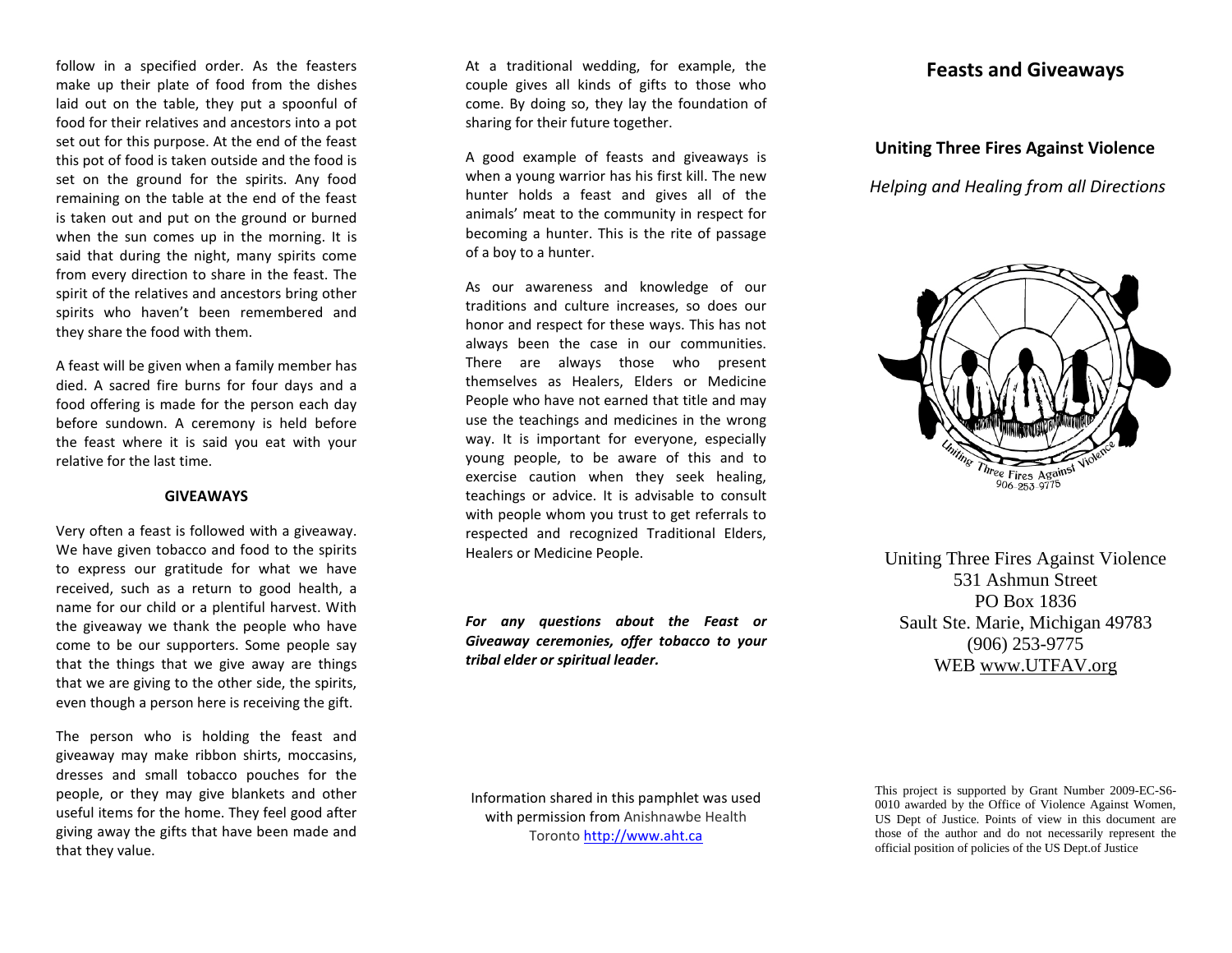follow in a specified order. As the feasters make up their plate of food from the dishes laid out on the table, they put a spoonful of food for their relatives and ancestors into a pot set out for this purpose. At the end of the feast this pot of food is taken outside and the food is set on the ground for the spirits. Any food remaining on the table at the end of the feast is taken out and put on the ground or burned when the sun comes up in the morning. It is said that during the night, many spirits come from every direction to share in the feast. The spirit of the relatives and ancestors bring other spirits who haven't been remembered and they share the food with them.

A feast will be given when a family member has died. A sacred fire burns for four days and a food offering is made for the person each day before sundown. A ceremony is held before the feast where it is said you eat with your relative for the last time.

**GIVEAWAYS**

Very often a feast is followed with a giveaway. We have given tobacco and food to the spirits to express our gratitude for what we have received, such as a return to good health, a name for our child or a plentiful harvest. With the giveaway we thank the people who have come to be our supporters. Some people say that the things that we give away are things that we are giving to the other side, the spirits, even though a person here is receiving the gift.

The person who is holding the feast and giveaway may make ribbon shirts, moccasins, dresses and small tobacco pouches for the people, or they may give blankets and other useful items for the home. They feel good after giving away the gifts that have been made and that they value.

At a traditional wedding, for example, the couple gives all kinds of gifts to those who come. By doing so, they lay the foundation of sharing for their future together.

A good example of feasts and giveaways is when a young warrior has his first kill. The new hunter holds a feast and gives all of the animals' meat to the community in respect for becoming a hunter. This is the rite of passage of a boy to a hunter.

As our awareness and knowledge of our traditions and culture increases, so does our honor and respect for these ways. This has not always been the case in our communities. There are always those who present themselves as Healers, Elders or Medicine People who have not earned that title and may use the teachings and medicines in the wrong way. It is important for everyone, especially young people, to be aware of this and to exercise caution when they seek healing, teachings or advice. It is advisable to consult with people whom you trust to get referrals to respected and recognized Traditional Elders, Healers or Medicine People.

***For any questions about the Feast or Giveaway ceremonies, offer tobacco to your tribal elder or spiritual leader.***

Information shared in this pamphlet was used with permission from Anishnawbe Health Toronto http://www.aht.ca

# Feasts and Giveaways

## Uniting Three Fires Against Violence

*Helping and Healing from all Directions*

Uniting Three Fires Against Violence
906-253-9775

Uniting Three Fires Against Violence
531 Ashmun Street
PO Box 1836
Sault Ste. Marie, Michigan 49783
(906) 253-9775
WEB www.UTFAV.org

This project is supported by Grant Number 2009-EC-S6-0010 awarded by the Office of Violence Against Women, US Dept of Justice. Points of view in this document are those of the author and do not necessarily represent the official position of policies of the US Dept.of Justice